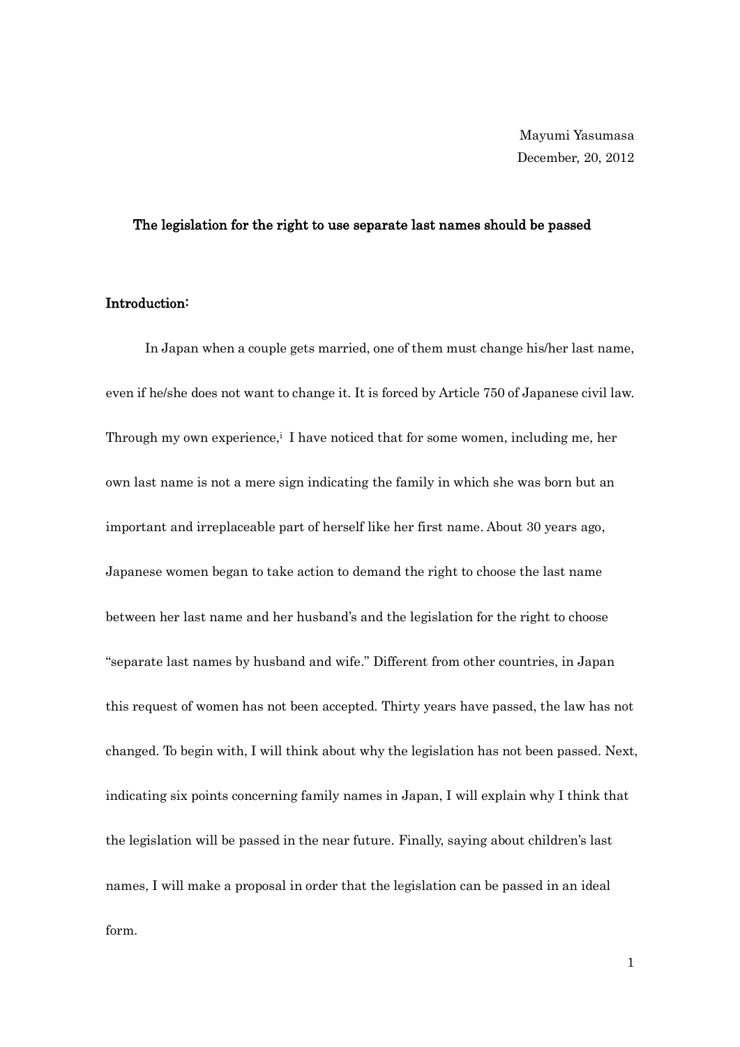Mayumi Yasumasa
December, 20, 2012

# The legislation for the right to use separate last names should be passed

## Introduction:

In Japan when a couple gets married, one of them must change his/her last name, even if he/she does not want to change it. It is forced by Article 750 of Japanese civil law. Through my own experience,[i] I have noticed that for some women, including me, her own last name is not a mere sign indicating the family in which she was born but an important and irreplaceable part of herself like her first name. About 30 years ago, Japanese women began to take action to demand the right to choose the last name between her last name and her husband's and the legislation for the right to choose "separate last names by husband and wife." Different from other countries, in Japan this request of women has not been accepted. Thirty years have passed, the law has not changed. To begin with, I will think about why the legislation has not been passed. Next, indicating six points concerning family names in Japan, I will explain why I think that the legislation will be passed in the near future. Finally, saying about children's last names, I will make a proposal in order that the legislation can be passed in an ideal form.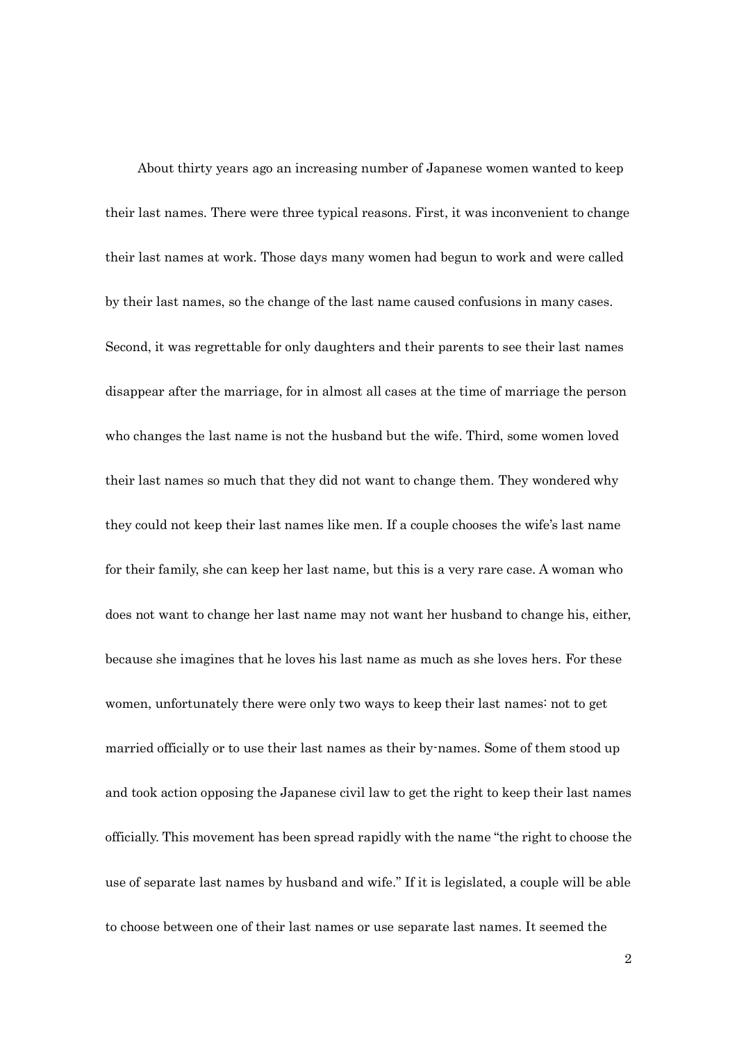About thirty years ago an increasing number of Japanese women wanted to keep their last names. There were three typical reasons. First, it was inconvenient to change their last names at work. Those days many women had begun to work and were called by their last names, so the change of the last name caused confusions in many cases. Second, it was regrettable for only daughters and their parents to see their last names disappear after the marriage, for in almost all cases at the time of marriage the person who changes the last name is not the husband but the wife. Third, some women loved their last names so much that they did not want to change them. They wondered why they could not keep their last names like men. If a couple chooses the wife's last name for their family, she can keep her last name, but this is a very rare case. A woman who does not want to change her last name may not want her husband to change his, either, because she imagines that he loves his last name as much as she loves hers. For these women, unfortunately there were only two ways to keep their last names: not to get married officially or to use their last names as their by-names. Some of them stood up and took action opposing the Japanese civil law to get the right to keep their last names officially. This movement has been spread rapidly with the name "the right to choose the use of separate last names by husband and wife." If it is legislated, a couple will be able to choose between one of their last names or use separate last names. It seemed the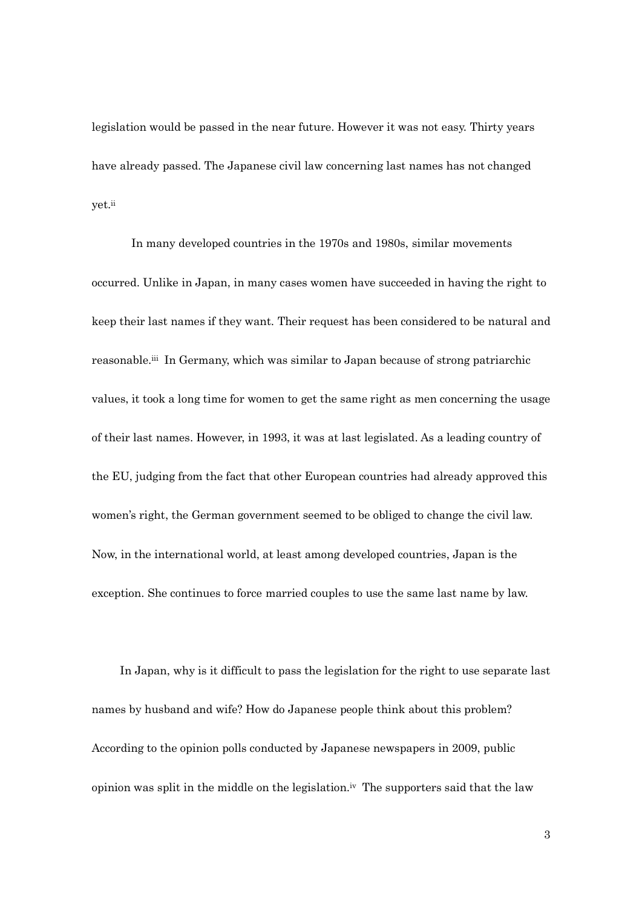legislation would be passed in the near future. However it was not easy. Thirty years have already passed. The Japanese civil law concerning last names has not changed yet.[ii]

In many developed countries in the 1970s and 1980s, similar movements occurred. Unlike in Japan, in many cases women have succeeded in having the right to keep their last names if they want. Their request has been considered to be natural and reasonable.[iii] In Germany, which was similar to Japan because of strong patriarchic values, it took a long time for women to get the same right as men concerning the usage of their last names. However, in 1993, it was at last legislated. As a leading country of the EU, judging from the fact that other European countries had already approved this women's right, the German government seemed to be obliged to change the civil law. Now, in the international world, at least among developed countries, Japan is the exception. She continues to force married couples to use the same last name by law.

In Japan, why is it difficult to pass the legislation for the right to use separate last names by husband and wife? How do Japanese people think about this problem? According to the opinion polls conducted by Japanese newspapers in 2009, public opinion was split in the middle on the legislation.[iv] The supporters said that the law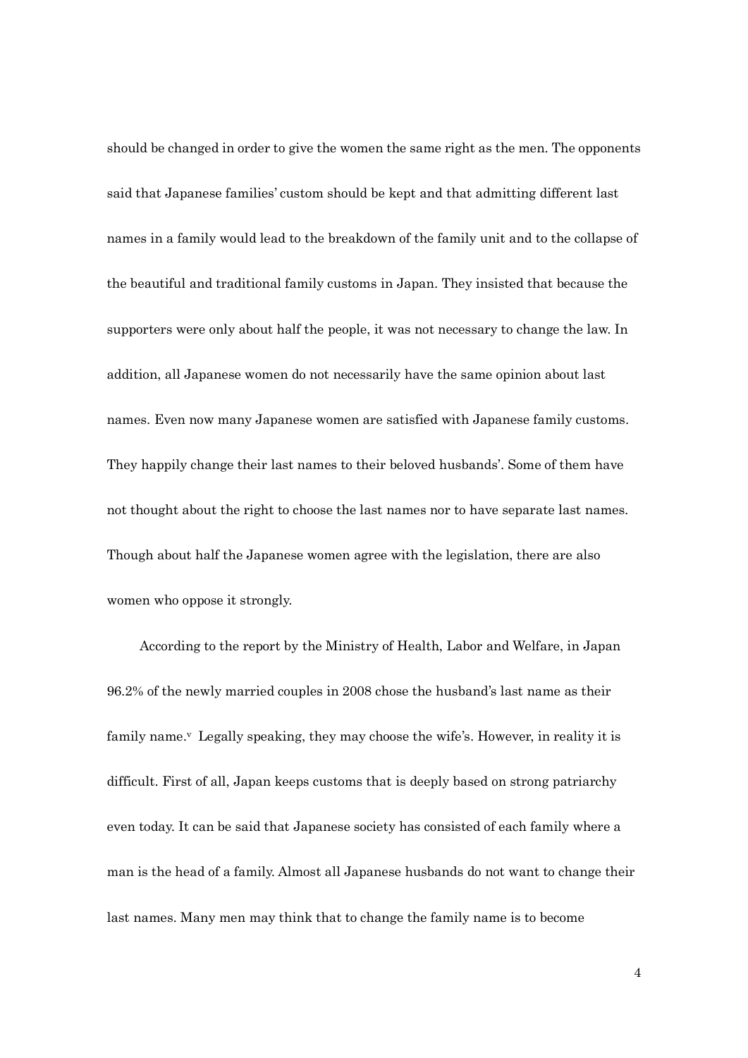should be changed in order to give the women the same right as the men. The opponents said that Japanese families' custom should be kept and that admitting different last names in a family would lead to the breakdown of the family unit and to the collapse of the beautiful and traditional family customs in Japan. They insisted that because the supporters were only about half the people, it was not necessary to change the law. In addition, all Japanese women do not necessarily have the same opinion about last names. Even now many Japanese women are satisfied with Japanese family customs. They happily change their last names to their beloved husbands'. Some of them have not thought about the right to choose the last names nor to have separate last names. Though about half the Japanese women agree with the legislation, there are also women who oppose it strongly.

According to the report by the Ministry of Health, Labor and Welfare, in Japan 96.2% of the newly married couples in 2008 chose the husband's last name as their family name.[v] Legally speaking, they may choose the wife's. However, in reality it is difficult. First of all, Japan keeps customs that is deeply based on strong patriarchy even today. It can be said that Japanese society has consisted of each family where a man is the head of a family. Almost all Japanese husbands do not want to change their last names. Many men may think that to change the family name is to become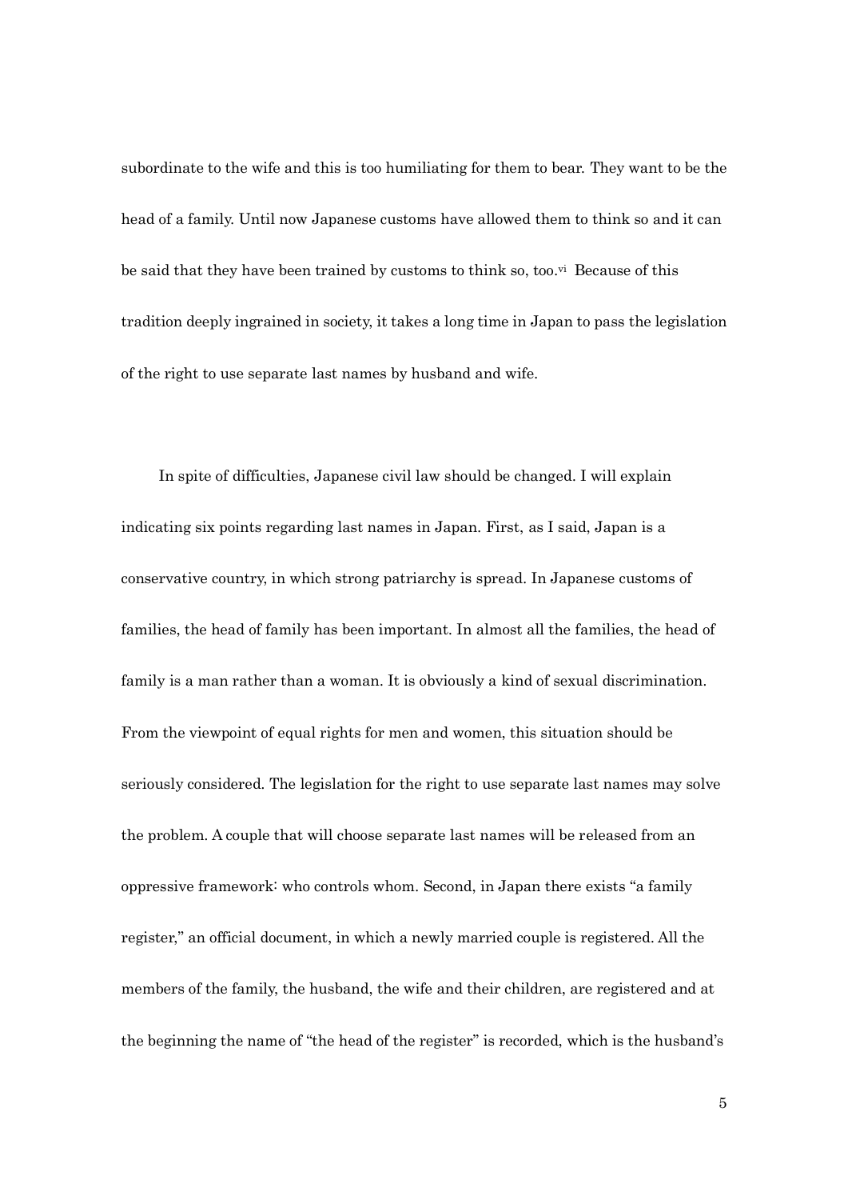subordinate to the wife and this is too humiliating for them to bear. They want to be the head of a family. Until now Japanese customs have allowed them to think so and it can be said that they have been trained by customs to think so, too.[vi] Because of this tradition deeply ingrained in society, it takes a long time in Japan to pass the legislation of the right to use separate last names by husband and wife.

In spite of difficulties, Japanese civil law should be changed. I will explain indicating six points regarding last names in Japan. First, as I said, Japan is a conservative country, in which strong patriarchy is spread. In Japanese customs of families, the head of family has been important. In almost all the families, the head of family is a man rather than a woman. It is obviously a kind of sexual discrimination. From the viewpoint of equal rights for men and women, this situation should be seriously considered. The legislation for the right to use separate last names may solve the problem. A couple that will choose separate last names will be released from an oppressive framework: who controls whom. Second, in Japan there exists "a family register," an official document, in which a newly married couple is registered. All the members of the family, the husband, the wife and their children, are registered and at the beginning the name of "the head of the register" is recorded, which is the husband's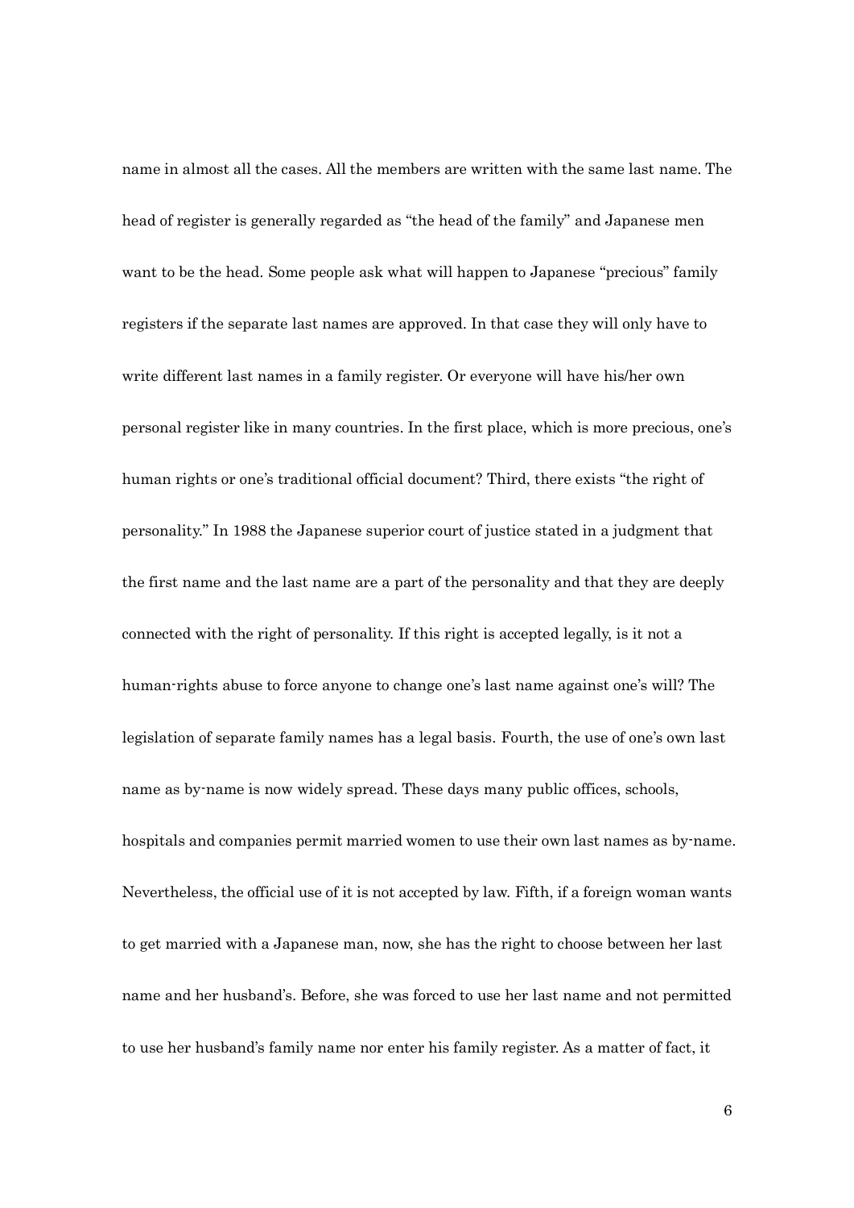name in almost all the cases. All the members are written with the same last name. The head of register is generally regarded as "the head of the family" and Japanese men want to be the head. Some people ask what will happen to Japanese "precious" family registers if the separate last names are approved. In that case they will only have to write different last names in a family register. Or everyone will have his/her own personal register like in many countries. In the first place, which is more precious, one's human rights or one's traditional official document? Third, there exists "the right of personality." In 1988 the Japanese superior court of justice stated in a judgment that the first name and the last name are a part of the personality and that they are deeply connected with the right of personality. If this right is accepted legally, is it not a human-rights abuse to force anyone to change one's last name against one's will? The legislation of separate family names has a legal basis. Fourth, the use of one's own last name as by-name is now widely spread. These days many public offices, schools, hospitals and companies permit married women to use their own last names as by-name. Nevertheless, the official use of it is not accepted by law. Fifth, if a foreign woman wants to get married with a Japanese man, now, she has the right to choose between her last name and her husband's. Before, she was forced to use her last name and not permitted to use her husband's family name nor enter his family register. As a matter of fact, it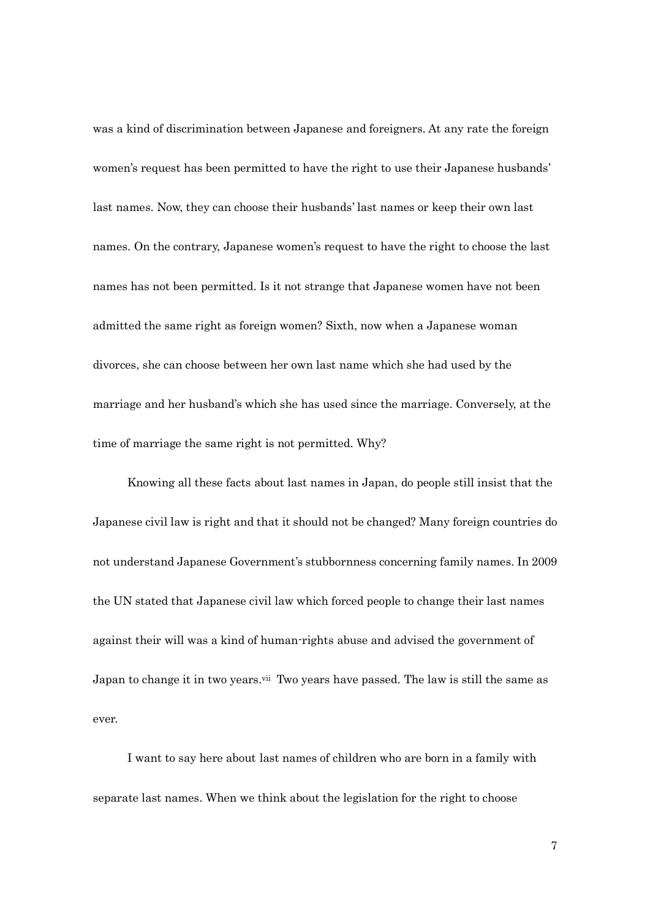was a kind of discrimination between Japanese and foreigners. At any rate the foreign women's request has been permitted to have the right to use their Japanese husbands' last names. Now, they can choose their husbands' last names or keep their own last names. On the contrary, Japanese women's request to have the right to choose the last names has not been permitted. Is it not strange that Japanese women have not been admitted the same right as foreign women? Sixth, now when a Japanese woman divorces, she can choose between her own last name which she had used by the marriage and her husband's which she has used since the marriage. Conversely, at the time of marriage the same right is not permitted. Why?

Knowing all these facts about last names in Japan, do people still insist that the Japanese civil law is right and that it should not be changed? Many foreign countries do not understand Japanese Government's stubbornness concerning family names. In 2009 the UN stated that Japanese civil law which forced people to change their last names against their will was a kind of human-rights abuse and advised the government of Japan to change it in two years.[vii] Two years have passed. The law is still the same as ever.

I want to say here about last names of children who are born in a family with separate last names. When we think about the legislation for the right to choose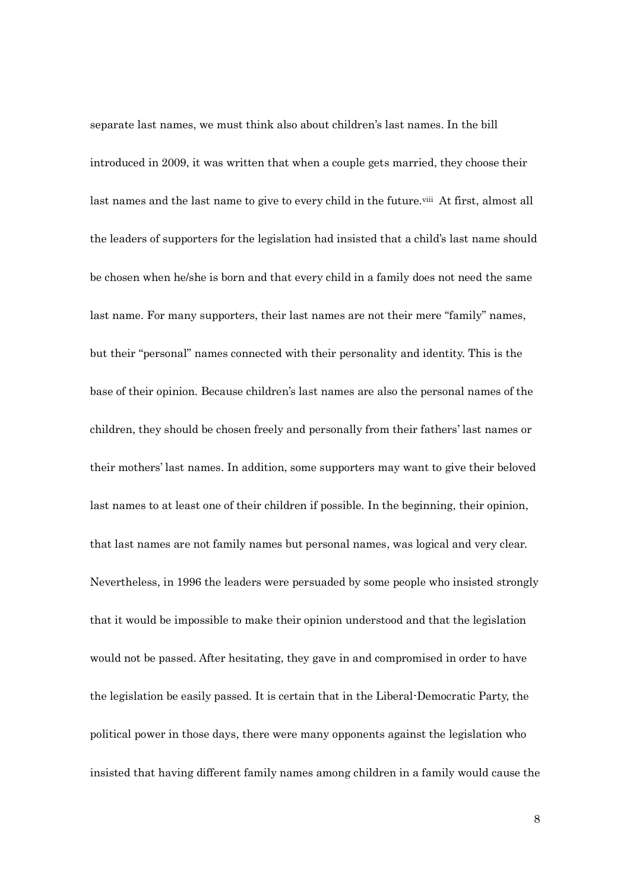separate last names, we must think also about children's last names. In the bill introduced in 2009, it was written that when a couple gets married, they choose their last names and the last name to give to every child in the future.[viii] At first, almost all the leaders of supporters for the legislation had insisted that a child's last name should be chosen when he/she is born and that every child in a family does not need the same last name. For many supporters, their last names are not their mere "family" names, but their "personal" names connected with their personality and identity. This is the base of their opinion. Because children's last names are also the personal names of the children, they should be chosen freely and personally from their fathers' last names or their mothers' last names. In addition, some supporters may want to give their beloved last names to at least one of their children if possible. In the beginning, their opinion, that last names are not family names but personal names, was logical and very clear. Nevertheless, in 1996 the leaders were persuaded by some people who insisted strongly that it would be impossible to make their opinion understood and that the legislation would not be passed. After hesitating, they gave in and compromised in order to have the legislation be easily passed. It is certain that in the Liberal-Democratic Party, the political power in those days, there were many opponents against the legislation who insisted that having different family names among children in a family would cause the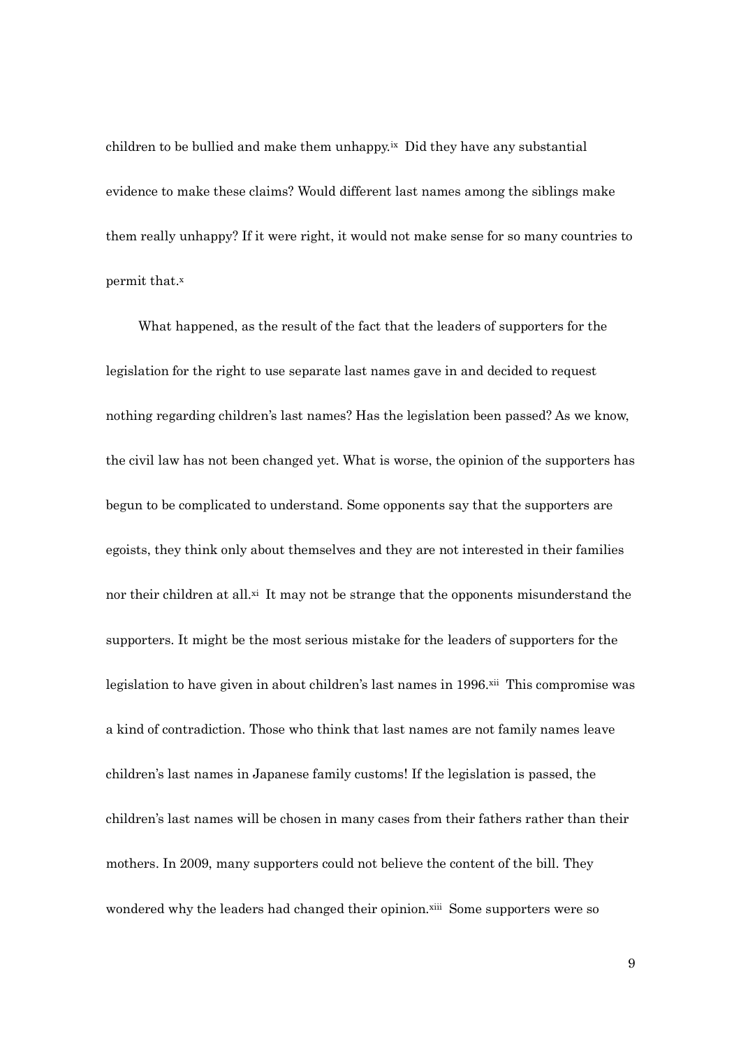children to be bullied and make them unhappy.[ix] Did they have any substantial evidence to make these claims? Would different last names among the siblings make them really unhappy? If it were right, it would not make sense for so many countries to permit that.[x]

What happened, as the result of the fact that the leaders of supporters for the legislation for the right to use separate last names gave in and decided to request nothing regarding children's last names? Has the legislation been passed? As we know, the civil law has not been changed yet. What is worse, the opinion of the supporters has begun to be complicated to understand. Some opponents say that the supporters are egoists, they think only about themselves and they are not interested in their families nor their children at all.[xi] It may not be strange that the opponents misunderstand the supporters. It might be the most serious mistake for the leaders of supporters for the legislation to have given in about children's last names in 1996.[xii] This compromise was a kind of contradiction. Those who think that last names are not family names leave children's last names in Japanese family customs! If the legislation is passed, the children's last names will be chosen in many cases from their fathers rather than their mothers. In 2009, many supporters could not believe the content of the bill. They wondered why the leaders had changed their opinion.[xiii] Some supporters were so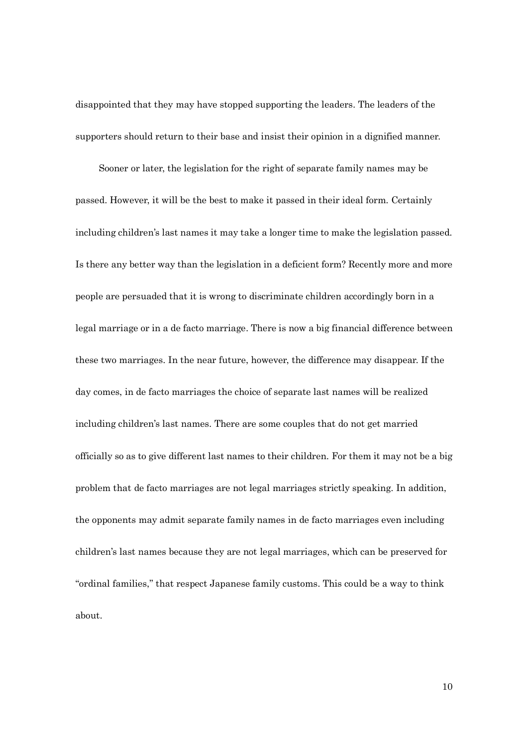disappointed that they may have stopped supporting the leaders. The leaders of the supporters should return to their base and insist their opinion in a dignified manner.

Sooner or later, the legislation for the right of separate family names may be passed. However, it will be the best to make it passed in their ideal form. Certainly including children's last names it may take a longer time to make the legislation passed. Is there any better way than the legislation in a deficient form? Recently more and more people are persuaded that it is wrong to discriminate children accordingly born in a legal marriage or in a de facto marriage. There is now a big financial difference between these two marriages. In the near future, however, the difference may disappear. If the day comes, in de facto marriages the choice of separate last names will be realized including children's last names. There are some couples that do not get married officially so as to give different last names to their children. For them it may not be a big problem that de facto marriages are not legal marriages strictly speaking. In addition, the opponents may admit separate family names in de facto marriages even including children's last names because they are not legal marriages, which can be preserved for "ordinal families," that respect Japanese family customs. This could be a way to think about.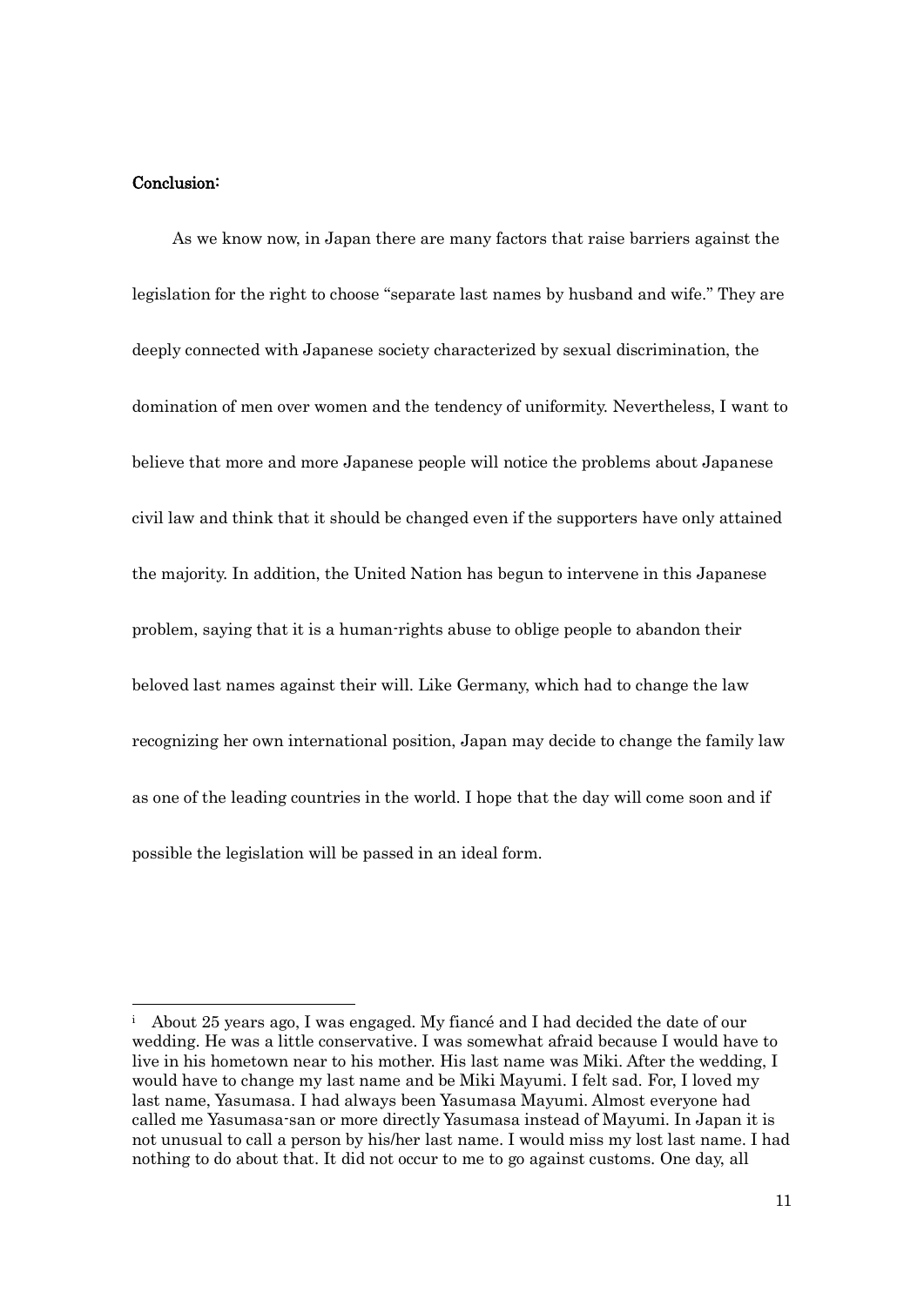**Conclusion:**

As we know now, in Japan there are many factors that raise barriers against the legislation for the right to choose "separate last names by husband and wife." They are deeply connected with Japanese society characterized by sexual discrimination, the domination of men over women and the tendency of uniformity. Nevertheless, I want to believe that more and more Japanese people will notice the problems about Japanese civil law and think that it should be changed even if the supporters have only attained the majority. In addition, the United Nation has begun to intervene in this Japanese problem, saying that it is a human-rights abuse to oblige people to abandon their beloved last names against their will. Like Germany, which had to change the law recognizing her own international position, Japan may decide to change the family law as one of the leading countries in the world. I hope that the day will come soon and if possible the legislation will be passed in an ideal form.

---

[i] About 25 years ago, I was engaged. My fiancé and I had decided the date of our wedding. He was a little conservative. I was somewhat afraid because I would have to live in his hometown near to his mother. His last name was Miki. After the wedding, I would have to change my last name and be Miki Mayumi. I felt sad. For, I loved my last name, Yasumasa. I had always been Yasumasa Mayumi. Almost everyone had called me Yasumasa-san or more directly Yasumasa instead of Mayumi. In Japan it is not unusual to call a person by his/her last name. I would miss my lost last name. I had nothing to do about that. It did not occur to me to go against customs. One day, all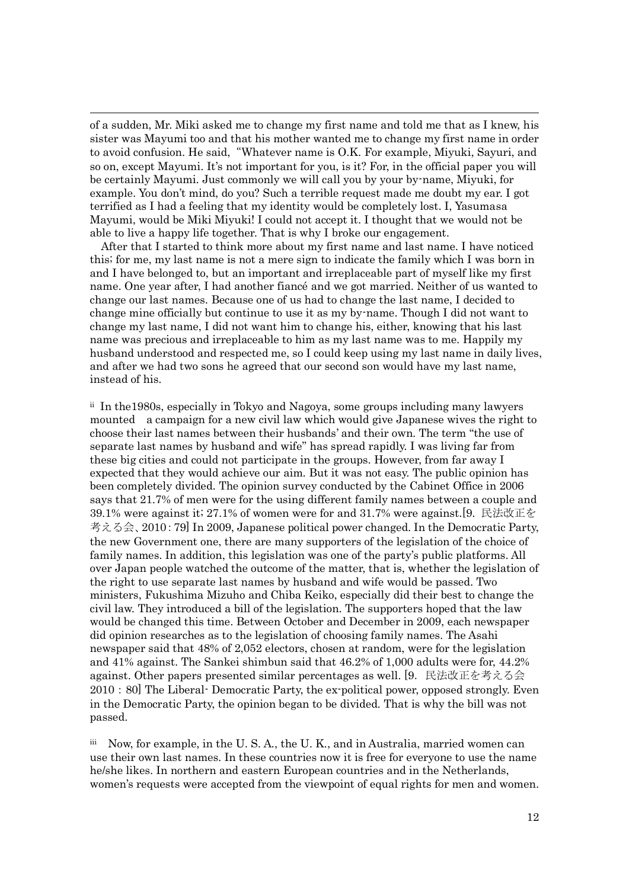of a sudden, Mr. Miki asked me to change my first name and told me that as I knew, his sister was Mayumi too and that his mother wanted me to change my first name in order to avoid confusion. He said, "Whatever name is O.K. For example, Miyuki, Sayuri, and so on, except Mayumi. It's not important for you, is it? For, in the official paper you will be certainly Mayumi. Just commonly we will call you by your by-name, Miyuki, for example. You don't mind, do you? Such a terrible request made me doubt my ear. I got terrified as I had a feeling that my identity would be completely lost. I, Yasumasa Mayumi, would be Miki Miyuki! I could not accept it. I thought that we would not be able to live a happy life together. That is why I broke our engagement.

After that I started to think more about my first name and last name. I have noticed this; for me, my last name is not a mere sign to indicate the family which I was born in and I have belonged to, but an important and irreplaceable part of myself like my first name. One year after, I had another fiancé and we got married. Neither of us wanted to change our last names. Because one of us had to change the last name, I decided to change mine officially but continue to use it as my by-name. Though I did not want to change my last name, I did not want him to change his, either, knowing that his last name was precious and irreplaceable to him as my last name was to me. Happily my husband understood and respected me, so I could keep using my last name in daily lives, and after we had two sons he agreed that our second son would have my last name, instead of his.

[ii] In the1980s, especially in Tokyo and Nagoya, some groups including many lawyers mounted a campaign for a new civil law which would give Japanese wives the right to choose their last names between their husbands' and their own. The term "the use of separate last names by husband and wife" has spread rapidly. I was living far from these big cities and could not participate in the groups. However, from far away I expected that they would achieve our aim. But it was not easy. The public opinion has been completely divided. The opinion survey conducted by the Cabinet Office in 2006 says that 21.7% of men were for the using different family names between a couple and 39.1% were against it; 27.1% of women were for and 31.7% were against.[9. 民法改正を考える会、2010 : 79] In 2009, Japanese political power changed. In the Democratic Party, the new Government one, there are many supporters of the legislation of the choice of family names. In addition, this legislation was one of the party's public platforms. All over Japan people watched the outcome of the matter, that is, whether the legislation of the right to use separate last names by husband and wife would be passed. Two ministers, Fukushima Mizuho and Chiba Keiko, especially did their best to change the civil law. They introduced a bill of the legislation. The supporters hoped that the law would be changed this time. Between October and December in 2009, each newspaper did opinion researches as to the legislation of choosing family names. The Asahi newspaper said that 48% of 2,052 electors, chosen at random, were for the legislation and 41% against. The Sankei shimbun said that 46.2% of 1,000 adults were for, 44.2% against. Other papers presented similar percentages as well. [9. 民法改正を考える会 2010 : 80] The Liberal- Democratic Party, the ex-political power, opposed strongly. Even in the Democratic Party, the opinion began to be divided. That is why the bill was not passed.

[iii] Now, for example, in the U. S. A., the U. K., and in Australia, married women can use their own last names. In these countries now it is free for everyone to use the name he/she likes. In northern and eastern European countries and in the Netherlands, women's requests were accepted from the viewpoint of equal rights for men and women.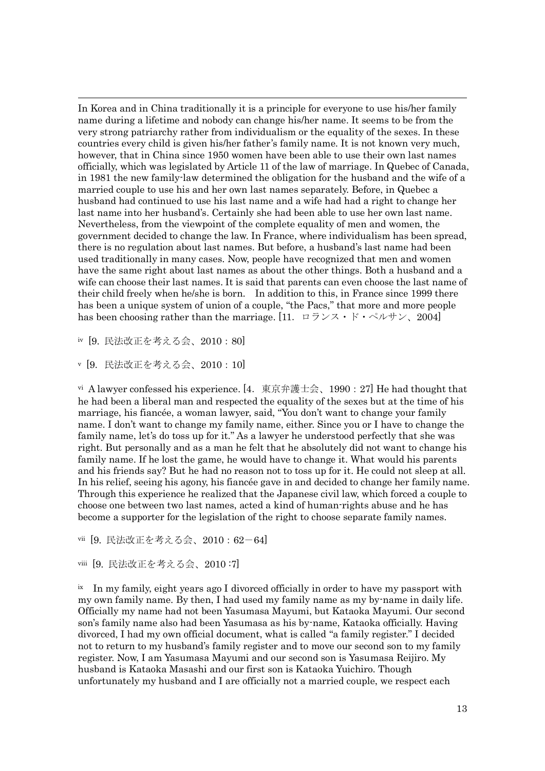In Korea and in China traditionally it is a principle for everyone to use his/her family name during a lifetime and nobody can change his/her name. It seems to be from the very strong patriarchy rather from individualism or the equality of the sexes. In these countries every child is given his/her father's family name. It is not known very much, however, that in China since 1950 women have been able to use their own last names officially, which was legislated by Article 11 of the law of marriage. In Quebec of Canada, in 1981 the new family-law determined the obligation for the husband and the wife of a married couple to use his and her own last names separately. Before, in Quebec a husband had continued to use his last name and a wife had had a right to change her last name into her husband's. Certainly she had been able to use her own last name. Nevertheless, from the viewpoint of the complete equality of men and women, the government decided to change the law. In France, where individualism has been spread, there is no regulation about last names. But before, a husband's last name had been used traditionally in many cases. Now, people have recognized that men and women have the same right about last names as about the other things. Both a husband and a wife can choose their last names. It is said that parents can even choose the last name of their child freely when he/she is born. In addition to this, in France since 1999 there has been a unique system of union of a couple, "the Pacs," that more and more people has been choosing rather than the marriage. [11. ロランス・ド・ペルサン、2004]

iv [9. 民法改正を考える会、2010：80]

v [9. 民法改正を考える会、2010：10]

vi A lawyer confessed his experience. [4. 東京弁護士会、1990：27] He had thought that he had been a liberal man and respected the equality of the sexes but at the time of his marriage, his fiancée, a woman lawyer, said, "You don't want to change your family name. I don't want to change my family name, either. Since you or I have to change the family name, let's do toss up for it." As a lawyer he understood perfectly that she was right. But personally and as a man he felt that he absolutely did not want to change his family name. If he lost the game, he would have to change it. What would his parents and his friends say? But he had no reason not to toss up for it. He could not sleep at all. In his relief, seeing his agony, his fiancée gave in and decided to change her family name. Through this experience he realized that the Japanese civil law, which forced a couple to choose one between two last names, acted a kind of human-rights abuse and he has become a supporter for the legislation of the right to choose separate family names.

vii [9. 民法改正を考える会、2010：62－64]

viii [9. 民法改正を考える会、2010：7]

ix In my family, eight years ago I divorced officially in order to have my passport with my own family name. By then, I had used my family name as my by-name in daily life. Officially my name had not been Yasumasa Mayumi, but Kataoka Mayumi. Our second son's family name also had been Yasumasa as his by-name, Kataoka officially. Having divorced, I had my own official document, what is called "a family register." I decided not to return to my husband's family register and to move our second son to my family register. Now, I am Yasumasa Mayumi and our second son is Yasumasa Reijiro. My husband is Kataoka Masashi and our first son is Kataoka Yuichiro. Though unfortunately my husband and I are officially not a married couple, we respect each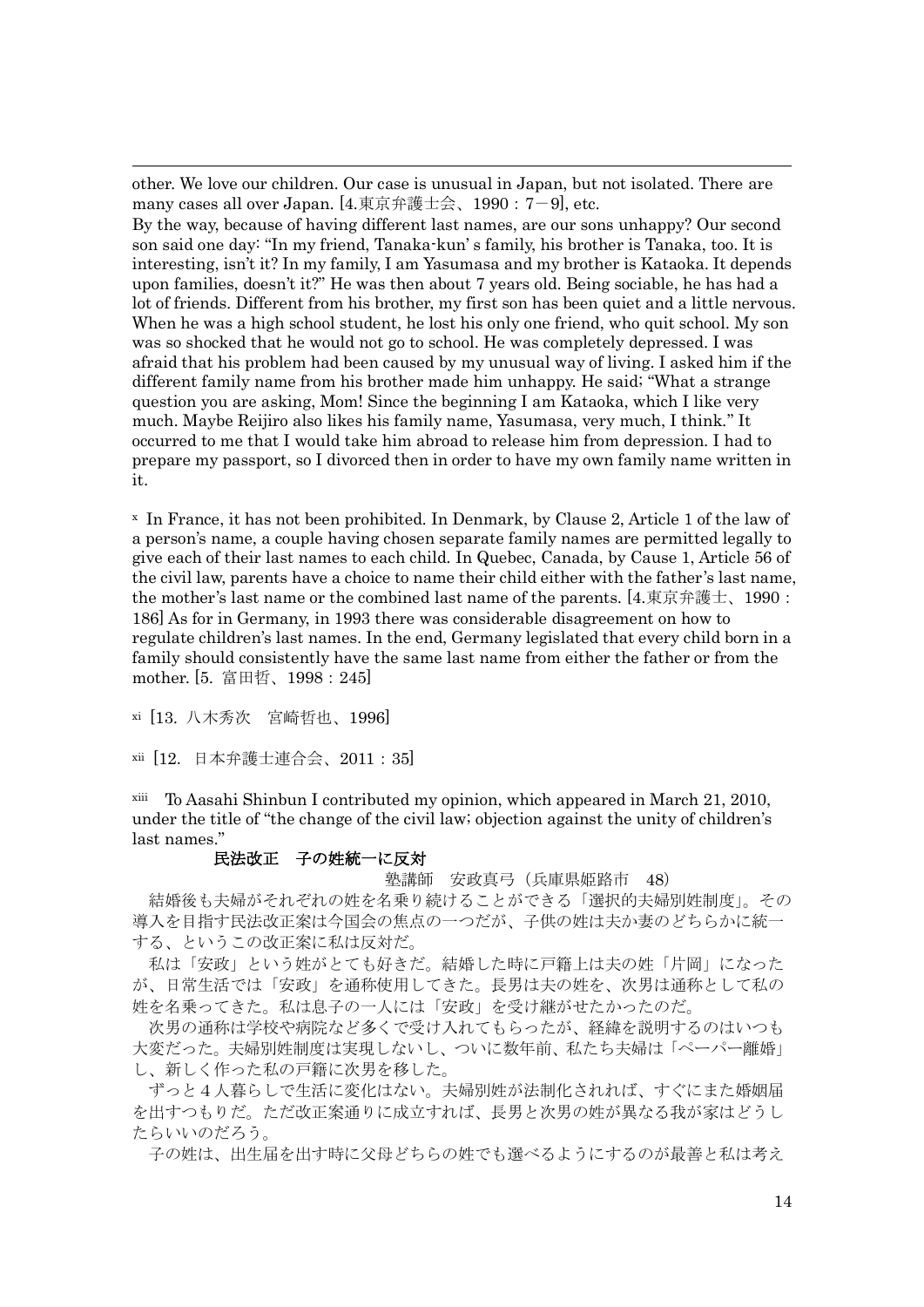other. We love our children. Our case is unusual in Japan, but not isolated. There are many cases all over Japan. [4.東京弁護士会、1990：7－9], etc.

By the way, because of having different last names, are our sons unhappy? Our second son said one day: "In my friend, Tanaka-kun' s family, his brother is Tanaka, too. It is interesting, isn't it? In my family, I am Yasumasa and my brother is Kataoka. It depends upon families, doesn't it?" He was then about 7 years old. Being sociable, he has had a lot of friends. Different from his brother, my first son has been quiet and a little nervous. When he was a high school student, he lost his only one friend, who quit school. My son was so shocked that he would not go to school. He was completely depressed. I was afraid that his problem had been caused by my unusual way of living. I asked him if the different family name from his brother made him unhappy. He said; "What a strange question you are asking, Mom! Since the beginning I am Kataoka, which I like very much. Maybe Reijiro also likes his family name, Yasumasa, very much, I think." It occurred to me that I would take him abroad to release him from depression. I had to prepare my passport, so I divorced then in order to have my own family name written in it.

[x] In France, it has not been prohibited. In Denmark, by Clause 2, Article 1 of the law of a person's name, a couple having chosen separate family names are permitted legally to give each of their last names to each child. In Quebec, Canada, by Cause 1, Article 56 of the civil law, parents have a choice to name their child either with the father's last name, the mother's last name or the combined last name of the parents. [4.東京弁護士、1990：186] As for in Germany, in 1993 there was considerable disagreement on how to regulate children's last names. In the end, Germany legislated that every child born in a family should consistently have the same last name from either the father or from the mother. [5. 富田哲、1998：245]

[xi] [13. 八木秀次　宮崎哲也、1996]

[xii] [12. 日本弁護士連合会、2011：35]

[xiii] To Aasahi Shinbun I contributed my opinion, which appeared in March 21, 2010, under the title of "the change of the civil law; objection against the unity of children's last names."

**民法改正　子の姓統一に反対**

塾講師　安政真弓（兵庫県姫路市　48）

結婚後も夫婦がそれぞれの姓を名乗り続けることができる「選択的夫婦別姓制度」。その導入を目指す民法改正案は今国会の焦点の一つだが、子供の姓は夫か妻のどちらかに統一する、というこの改正案に私は反対だ。

私は「安政」という姓がとても好きだ。結婚した時に戸籍上は夫の姓「片岡」になったが、日常生活では「安政」を通称使用してきた。長男は夫の姓を、次男は通称として私の姓を名乗ってきた。私は息子の一人には「安政」を受け継がせたかったのだ。

次男の通称は学校や病院など多くで受け入れてもらったが、経緯を説明するのはいつも大変だった。夫婦別姓制度は実現しないし、ついに数年前、私たち夫婦は「ペーパー離婚」し、新しく作った私の戸籍に次男を移した。

ずっと４人暮らしで生活に変化はない。夫婦別姓が法制化されれば、すぐにまた婚姻届を出すつもりだ。ただ改正案通りに成立すれば、長男と次男の姓が異なる我が家はどうしたらいいのだろう。

子の姓は、出生届を出す時に父母どちらの姓でも選べるようにするのが最善と私は考え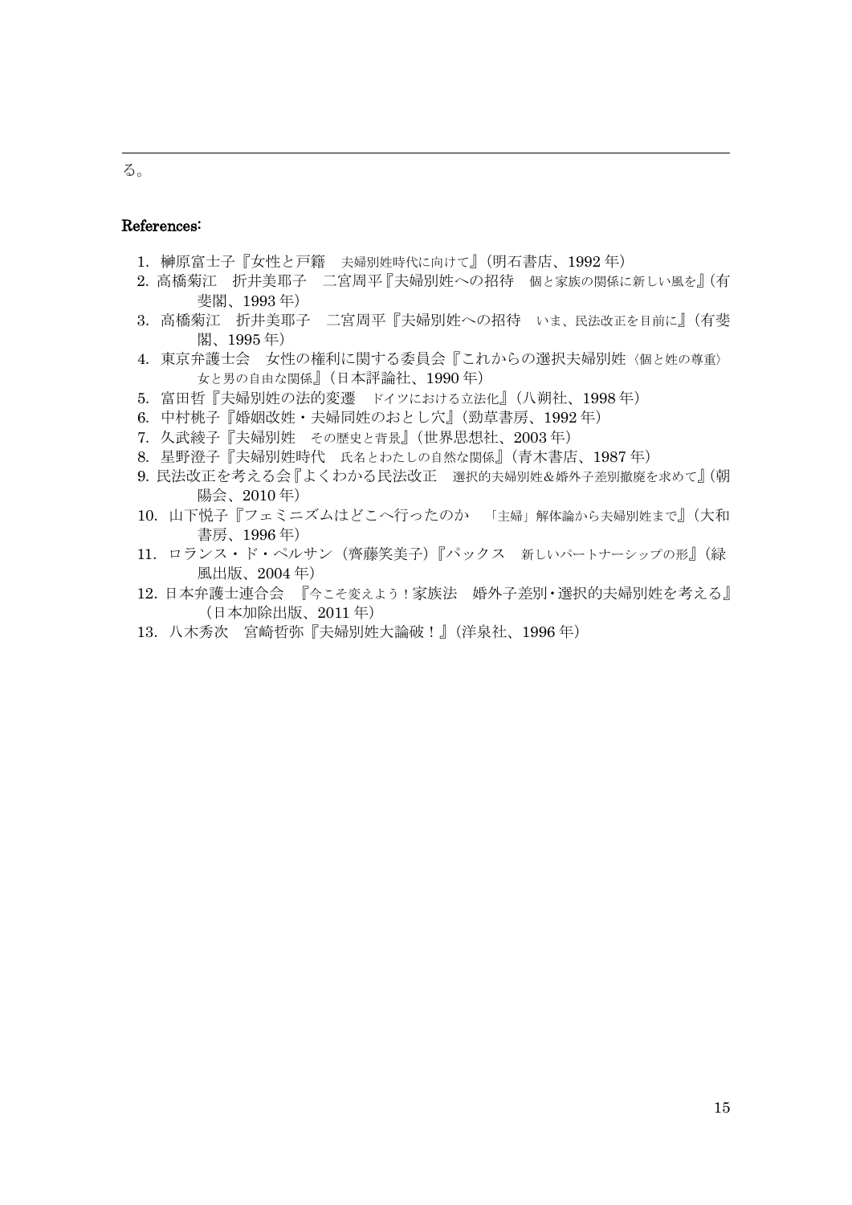る。

## References:

1. 榊原富士子『女性と戸籍　夫婦別姓時代に向けて』（明石書店、1992 年）
2. 高橋菊江　折井美耶子　二宮周平『夫婦別姓への招待　個と家族の関係に新しい風を』（有斐閣、1993 年）
3. 高橋菊江　折井美耶子　二宮周平『夫婦別姓への招待　いま、民法改正を目前に』（有斐閣、1995 年）
4. 東京弁護士会　女性の権利に関する委員会『これからの選択夫婦別姓〈個と姓の尊重〉女と男の自由な関係』（日本評論社、1990 年）
5. 富田哲『夫婦別姓の法的変遷　ドイツにおける立法化』（八朔社、1998 年）
6. 中村桃子『婚姻改姓・夫婦同姓のおとし穴』（勁草書房、1992 年）
7. 久武綾子『夫婦別姓　その歴史と背景』（世界思想社、2003 年）
8. 星野澄子『夫婦別姓時代　氏名とわたしの自然な関係』（青木書店、1987 年）
9. 民法改正を考える会『よくわかる民法改正　選択的夫婦別姓＆婚外子差別撤廃を求めて』（朝陽会、2010 年）
10. 山下悦子『フェミニズムはどこへ行ったのか　「主婦」解体論から夫婦別姓まで』（大和書房、1996 年）
11. ロランス・ド・ペルサン（齊藤笑美子）『パックス　新しいパートナーシップの形』（緑風出版、2004 年）
12. 日本弁護士連合会　『今こそ変えよう！家族法　婚外子差別・選択的夫婦別姓を考える』（日本加除出版、2011 年）
13. 八木秀次　宮崎哲弥『夫婦別姓大論破！』（洋泉社、1996 年）